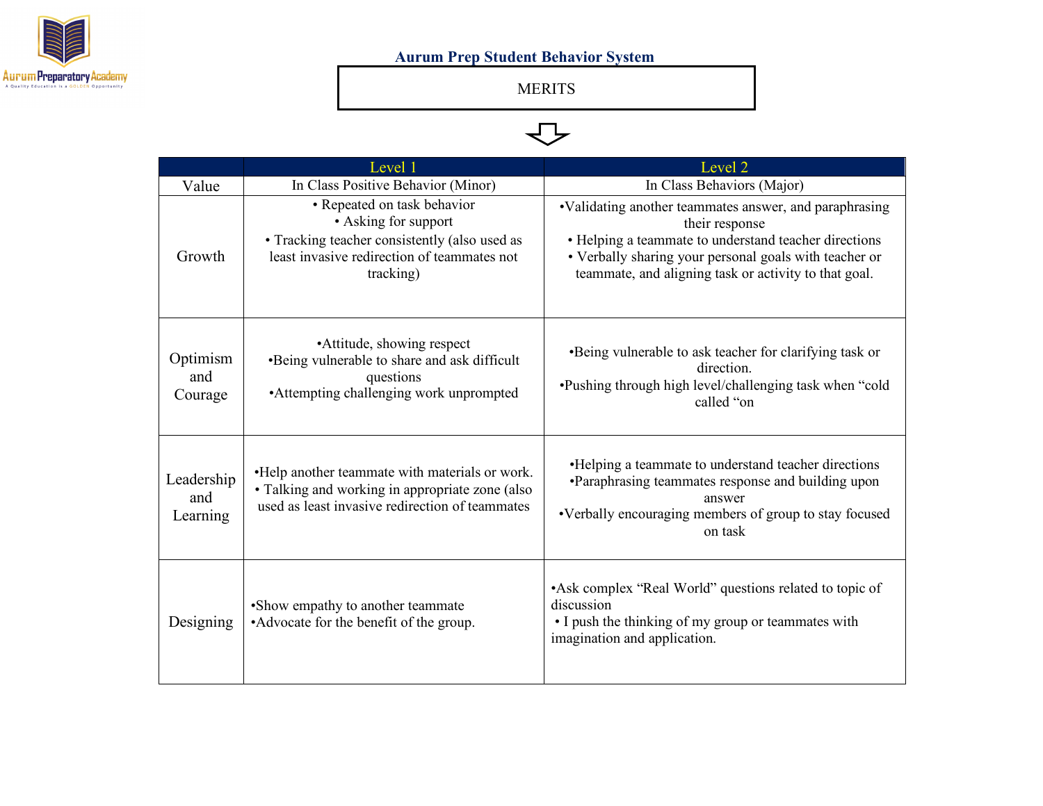# Aurum Prep Student Behavior System

**MERITS**

| | Level 1 | Level 2 |
|---|---|---|
| Value | In Class Positive Behavior (Minor) | In Class Behaviors (Major) |
| Growth | • Repeated on task behavior<br>• Asking for support<br>• Tracking teacher consistently (also used as least invasive redirection of teammates not tracking) | •Validating another teammates answer, and paraphrasing their response<br>• Helping a teammate to understand teacher directions<br>• Verbally sharing your personal goals with teacher or teammate, and aligning task or activity to that goal. |
| Optimism and Courage | •Attitude, showing respect<br>•Being vulnerable to share and ask difficult questions<br>•Attempting challenging work unprompted | •Being vulnerable to ask teacher for clarifying task or direction.<br>•Pushing through high level/challenging task when "cold called "on |
| Leadership and Learning | •Help another teammate with materials or work.<br>• Talking and working in appropriate zone (also used as least invasive redirection of teammates | •Helping a teammate to understand teacher directions<br>•Paraphrasing teammates response and building upon answer<br>•Verbally encouraging members of group to stay focused on task |
| Designing | •Show empathy to another teammate<br>•Advocate for the benefit of the group. | •Ask complex "Real World" questions related to topic of discussion<br>• I push the thinking of my group or teammates with imagination and application. |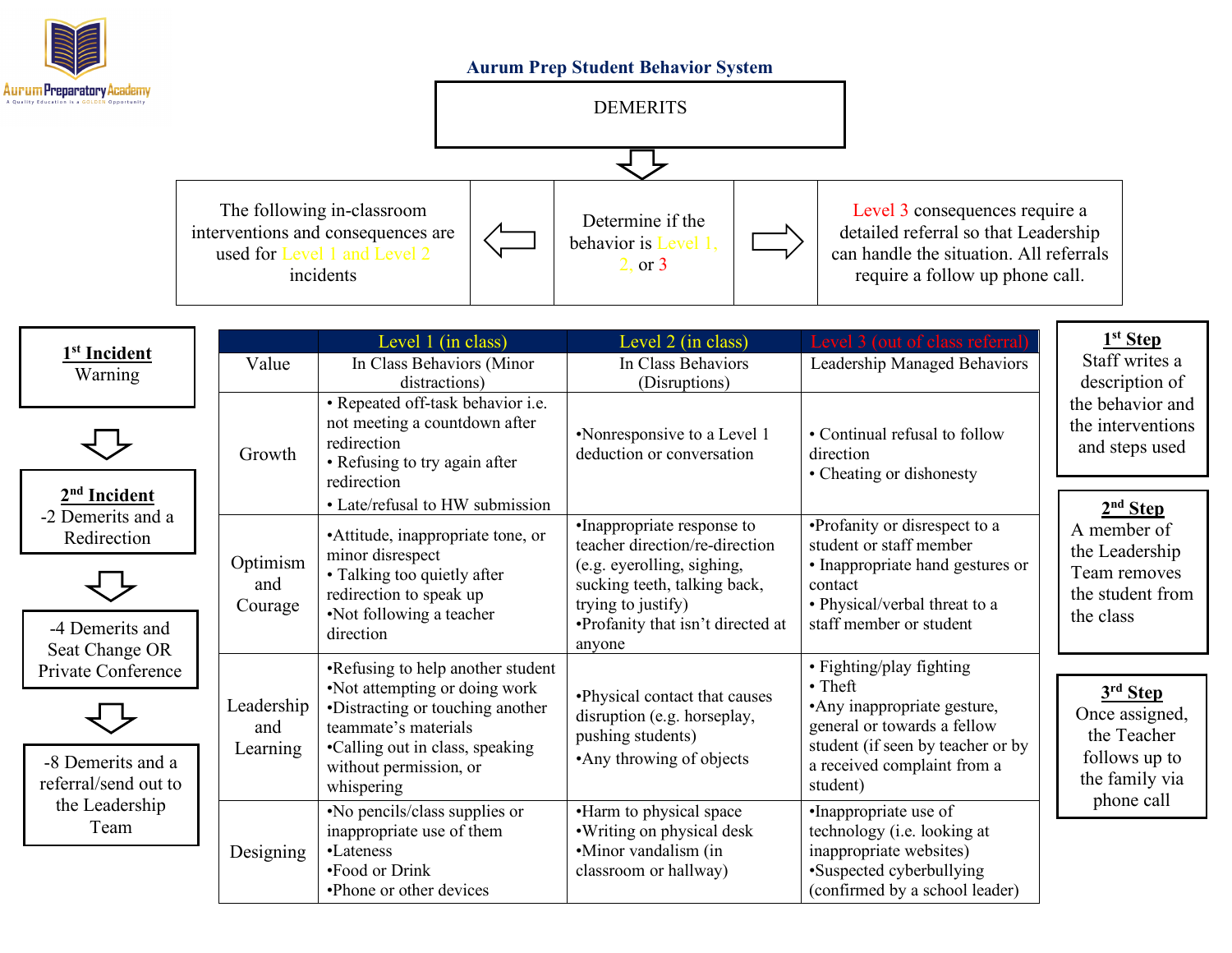## Aurum Prep Student Behavior System

DEMERITS

Determine if the behavior is Level 1, 2, or 3

The following in-classroom interventions and consequences are used for Level 1 and Level 2 incidents

Level 3 consequences require a detailed referral so that Leadership can handle the situation. All referrals require a follow up phone call.

**1st Incident**
Warning

**2nd Incident**
-2 Demerits and a Redirection

-4 Demerits and Seat Change OR Private Conference

-8 Demerits and a referral/send out to the Leadership Team

| | Level 1 (in class) | Level 2 (in class) | Level 3 (out of class referral) |
|---|---|---|---|
| Value | In Class Behaviors (Minor distractions) | In Class Behaviors (Disruptions) | Leadership Managed Behaviors |
| Growth | • Repeated off-task behavior i.e. not meeting a countdown after redirection<br>• Refusing to try again after redirection<br>• Late/refusal to HW submission | •Nonresponsive to a Level 1 deduction or conversation | • Continual refusal to follow direction<br>• Cheating or dishonesty |
| Optimism and Courage | •Attitude, inappropriate tone, or minor disrespect<br>• Talking too quietly after redirection to speak up<br>•Not following a teacher direction | •Inappropriate response to teacher direction/re-direction (e.g. eyerolling, sighing, sucking teeth, talking back, trying to justify)<br>•Profanity that isn't directed at anyone | •Profanity or disrespect to a student or staff member<br>• Inappropriate hand gestures or contact<br>• Physical/verbal threat to a staff member or student |
| Leadership and Learning | •Refusing to help another student<br>•Not attempting or doing work<br>•Distracting or touching another teammate's materials<br>•Calling out in class, speaking without permission, or whispering | •Physical contact that causes disruption (e.g. horseplay, pushing students)<br>•Any throwing of objects | • Fighting/play fighting<br>• Theft<br>•Any inappropriate gesture, general or towards a fellow student (if seen by teacher or by a received complaint from a student) |
| Designing | •No pencils/class supplies or inappropriate use of them<br>•Lateness<br>•Food or Drink<br>•Phone or other devices | •Harm to physical space<br>•Writing on physical desk<br>•Minor vandalism (in classroom or hallway) | •Inappropriate use of technology (i.e. looking at inappropriate websites)<br>•Suspected cyberbullying (confirmed by a school leader) |

**1st Step**
Staff writes a description of the behavior and the interventions and steps used

**2nd Step**
A member of the Leadership Team removes the student from the class

**3rd Step**
Once assigned, the Teacher follows up to the family via phone call